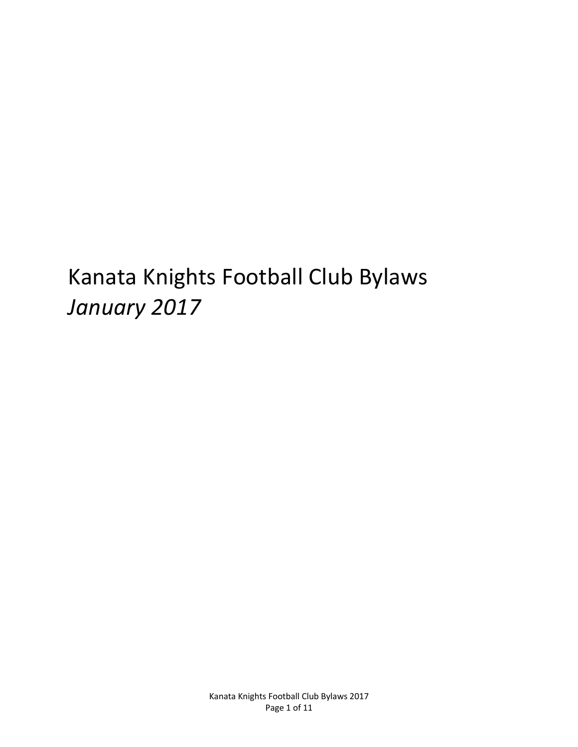# Kanata Knights Football Club Bylaws

*January 2017*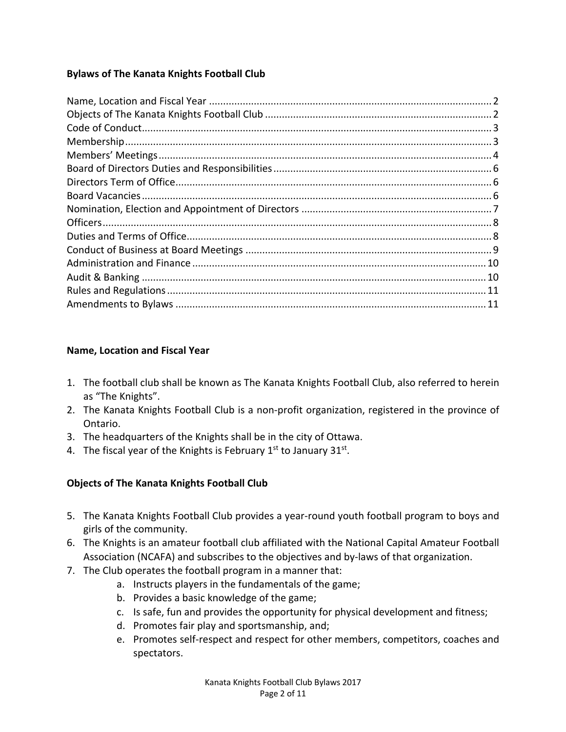**Bylaws of The Kanata Knights Football Club**

Name, Location and Fiscal Year .................................................................................................... 2
Objects of The Kanata Knights Football Club ................................................................................ 2
Code of Conduct ........................................................................................................................... 3
Membership .................................................................................................................................. 3
Members' Meetings ....................................................................................................................... 4
Board of Directors Duties and Responsibilities ............................................................................. 6
Directors Term of Office ................................................................................................................ 6
Board Vacancies ............................................................................................................................ 6
Nomination, Election and Appointment of Directors .................................................................... 7
Officers .......................................................................................................................................... 8
Duties and Terms of Office ............................................................................................................ 8
Conduct of Business at Board Meetings ........................................................................................ 9
Administration and Finance ......................................................................................................... 10
Audit & Banking ........................................................................................................................... 10
Rules and Regulations ................................................................................................................. 11
Amendments to Bylaws ............................................................................................................... 11

**Name, Location and Fiscal Year**

1. The football club shall be known as The Kanata Knights Football Club, also referred to herein as "The Knights".
2. The Kanata Knights Football Club is a non-profit organization, registered in the province of Ontario.
3. The headquarters of the Knights shall be in the city of Ottawa.
4. The fiscal year of the Knights is February 1st to January 31st.

**Objects of The Kanata Knights Football Club**

5. The Kanata Knights Football Club provides a year-round youth football program to boys and girls of the community.
6. The Knights is an amateur football club affiliated with the National Capital Amateur Football Association (NCAFA) and subscribes to the objectives and by-laws of that organization.
7. The Club operates the football program in a manner that:
    a. Instructs players in the fundamentals of the game;
    b. Provides a basic knowledge of the game;
    c. Is safe, fun and provides the opportunity for physical development and fitness;
    d. Promotes fair play and sportsmanship, and;
    e. Promotes self-respect and respect for other members, competitors, coaches and spectators.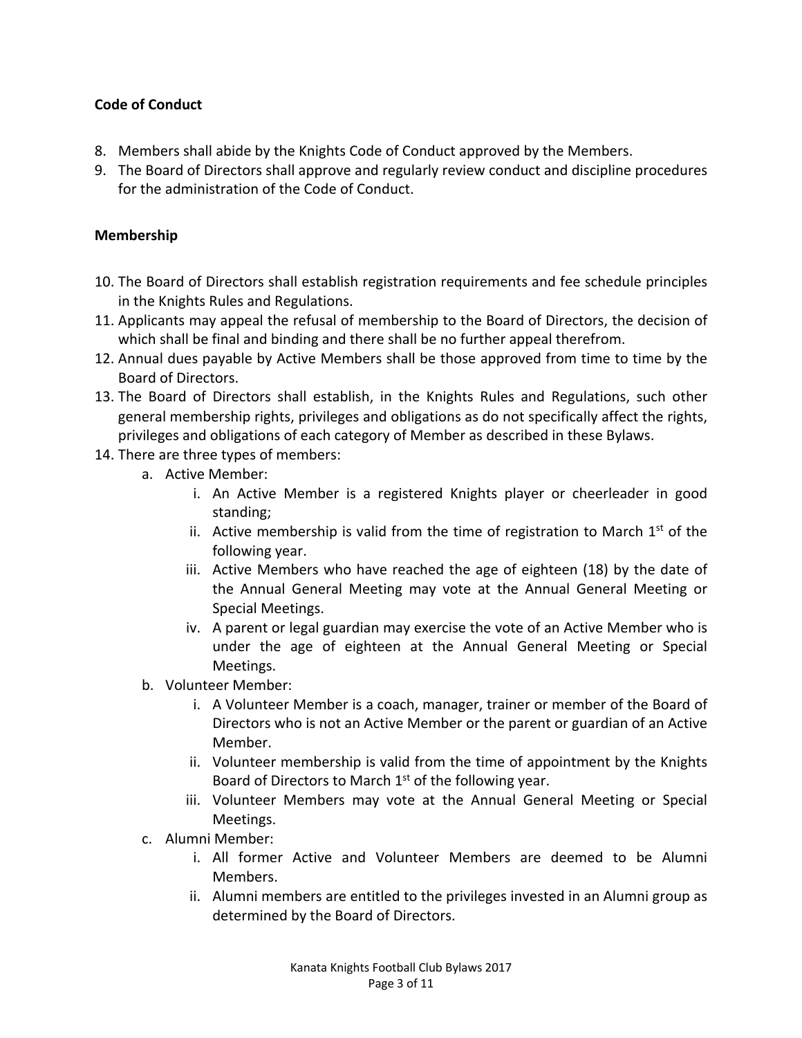**Code of Conduct**

8. Members shall abide by the Knights Code of Conduct approved by the Members.
9. The Board of Directors shall approve and regularly review conduct and discipline procedures for the administration of the Code of Conduct.

**Membership**

10. The Board of Directors shall establish registration requirements and fee schedule principles in the Knights Rules and Regulations.
11. Applicants may appeal the refusal of membership to the Board of Directors, the decision of which shall be final and binding and there shall be no further appeal therefrom.
12. Annual dues payable by Active Members shall be those approved from time to time by the Board of Directors.
13. The Board of Directors shall establish, in the Knights Rules and Regulations, such other general membership rights, privileges and obligations as do not specifically affect the rights, privileges and obligations of each category of Member as described in these Bylaws.
14. There are three types of members:
    a. Active Member:
        i. An Active Member is a registered Knights player or cheerleader in good standing;
        ii. Active membership is valid from the time of registration to March 1st of the following year.
        iii. Active Members who have reached the age of eighteen (18) by the date of the Annual General Meeting may vote at the Annual General Meeting or Special Meetings.
        iv. A parent or legal guardian may exercise the vote of an Active Member who is under the age of eighteen at the Annual General Meeting or Special Meetings.
    b. Volunteer Member:
        i. A Volunteer Member is a coach, manager, trainer or member of the Board of Directors who is not an Active Member or the parent or guardian of an Active Member.
        ii. Volunteer membership is valid from the time of appointment by the Knights Board of Directors to March 1st of the following year.
        iii. Volunteer Members may vote at the Annual General Meeting or Special Meetings.
    c. Alumni Member:
        i. All former Active and Volunteer Members are deemed to be Alumni Members.
        ii. Alumni members are entitled to the privileges invested in an Alumni group as determined by the Board of Directors.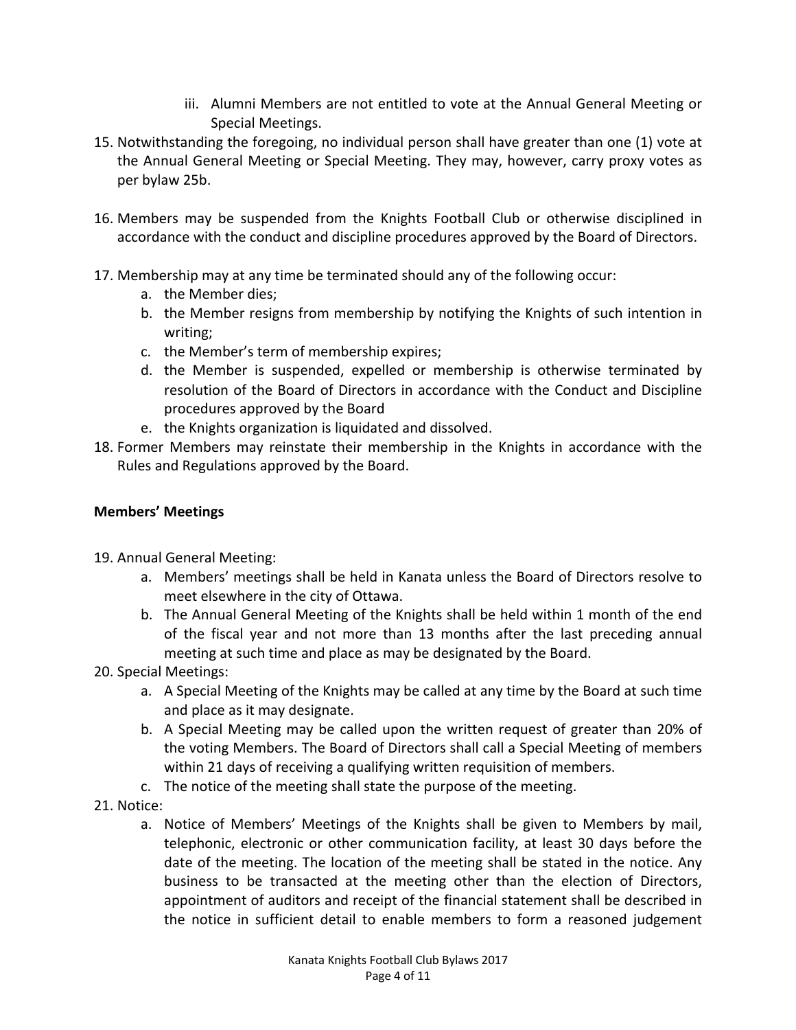iii. Alumni Members are not entitled to vote at the Annual General Meeting or Special Meetings.

15. Notwithstanding the foregoing, no individual person shall have greater than one (1) vote at the Annual General Meeting or Special Meeting. They may, however, carry proxy votes as per bylaw 25b.

16. Members may be suspended from the Knights Football Club or otherwise disciplined in accordance with the conduct and discipline procedures approved by the Board of Directors.

17. Membership may at any time be terminated should any of the following occur:
    a. the Member dies;
    b. the Member resigns from membership by notifying the Knights of such intention in writing;
    c. the Member's term of membership expires;
    d. the Member is suspended, expelled or membership is otherwise terminated by resolution of the Board of Directors in accordance with the Conduct and Discipline procedures approved by the Board
    e. the Knights organization is liquidated and dissolved.
18. Former Members may reinstate their membership in the Knights in accordance with the Rules and Regulations approved by the Board.

**Members' Meetings**

19. Annual General Meeting:
    a. Members' meetings shall be held in Kanata unless the Board of Directors resolve to meet elsewhere in the city of Ottawa.
    b. The Annual General Meeting of the Knights shall be held within 1 month of the end of the fiscal year and not more than 13 months after the last preceding annual meeting at such time and place as may be designated by the Board.
20. Special Meetings:
    a. A Special Meeting of the Knights may be called at any time by the Board at such time and place as it may designate.
    b. A Special Meeting may be called upon the written request of greater than 20% of the voting Members. The Board of Directors shall call a Special Meeting of members within 21 days of receiving a qualifying written requisition of members.
    c. The notice of the meeting shall state the purpose of the meeting.
21. Notice:
    a. Notice of Members' Meetings of the Knights shall be given to Members by mail, telephonic, electronic or other communication facility, at least 30 days before the date of the meeting. The location of the meeting shall be stated in the notice. Any business to be transacted at the meeting other than the election of Directors, appointment of auditors and receipt of the financial statement shall be described in the notice in sufficient detail to enable members to form a reasoned judgement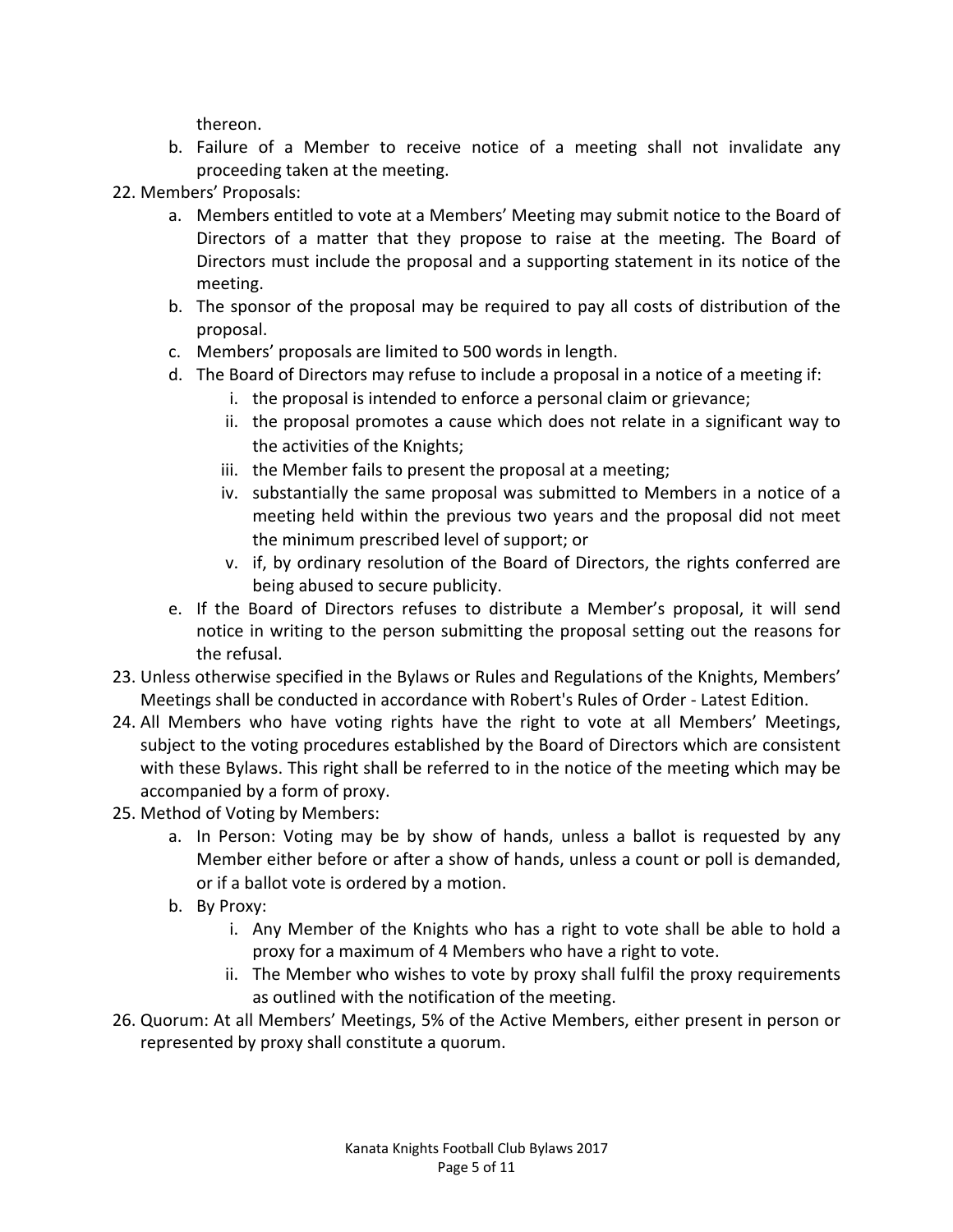thereon.

b. Failure of a Member to receive notice of a meeting shall not invalidate any proceeding taken at the meeting.

22. Members' Proposals:
    a. Members entitled to vote at a Members' Meeting may submit notice to the Board of Directors of a matter that they propose to raise at the meeting. The Board of Directors must include the proposal and a supporting statement in its notice of the meeting.
    b. The sponsor of the proposal may be required to pay all costs of distribution of the proposal.
    c. Members' proposals are limited to 500 words in length.
    d. The Board of Directors may refuse to include a proposal in a notice of a meeting if:
        i. the proposal is intended to enforce a personal claim or grievance;
        ii. the proposal promotes a cause which does not relate in a significant way to the activities of the Knights;
        iii. the Member fails to present the proposal at a meeting;
        iv. substantially the same proposal was submitted to Members in a notice of a meeting held within the previous two years and the proposal did not meet the minimum prescribed level of support; or
        v. if, by ordinary resolution of the Board of Directors, the rights conferred are being abused to secure publicity.
    e. If the Board of Directors refuses to distribute a Member's proposal, it will send notice in writing to the person submitting the proposal setting out the reasons for the refusal.
23. Unless otherwise specified in the Bylaws or Rules and Regulations of the Knights, Members' Meetings shall be conducted in accordance with Robert's Rules of Order - Latest Edition.
24. All Members who have voting rights have the right to vote at all Members' Meetings, subject to the voting procedures established by the Board of Directors which are consistent with these Bylaws. This right shall be referred to in the notice of the meeting which may be accompanied by a form of proxy.
25. Method of Voting by Members:
    a. In Person: Voting may be by show of hands, unless a ballot is requested by any Member either before or after a show of hands, unless a count or poll is demanded, or if a ballot vote is ordered by a motion.
    b. By Proxy:
        i. Any Member of the Knights who has a right to vote shall be able to hold a proxy for a maximum of 4 Members who have a right to vote.
        ii. The Member who wishes to vote by proxy shall fulfil the proxy requirements as outlined with the notification of the meeting.
26. Quorum: At all Members' Meetings, 5% of the Active Members, either present in person or represented by proxy shall constitute a quorum.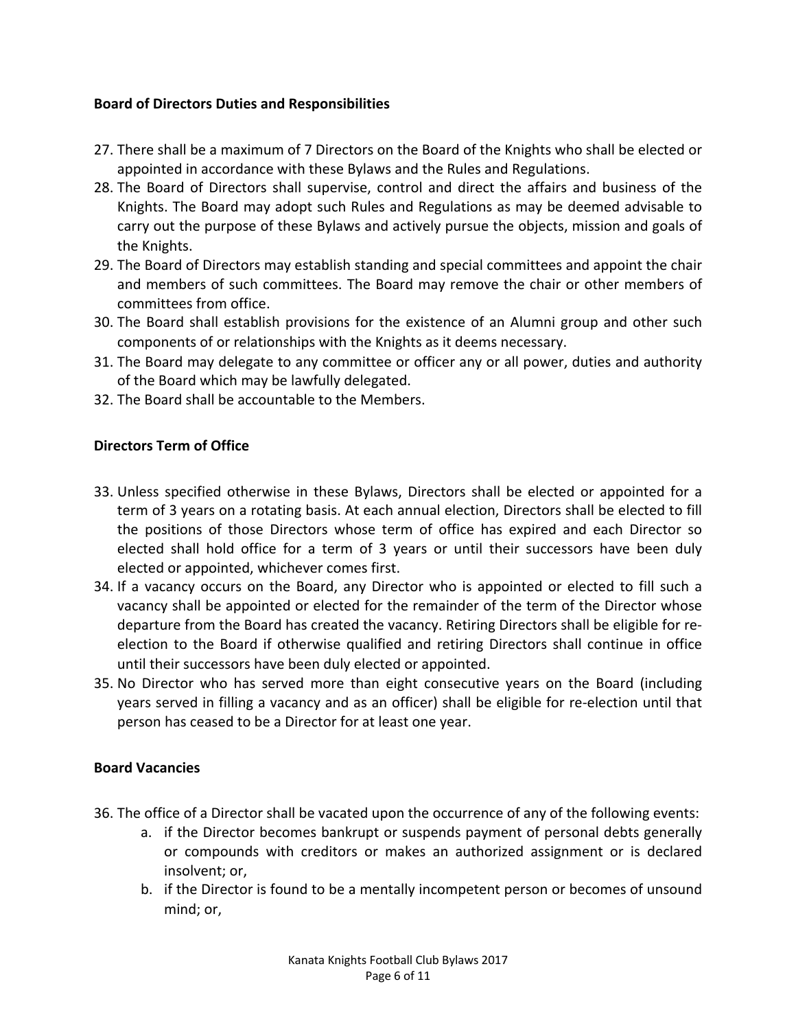**Board of Directors Duties and Responsibilities**

27. There shall be a maximum of 7 Directors on the Board of the Knights who shall be elected or appointed in accordance with these Bylaws and the Rules and Regulations.
28. The Board of Directors shall supervise, control and direct the affairs and business of the Knights. The Board may adopt such Rules and Regulations as may be deemed advisable to carry out the purpose of these Bylaws and actively pursue the objects, mission and goals of the Knights.
29. The Board of Directors may establish standing and special committees and appoint the chair and members of such committees. The Board may remove the chair or other members of committees from office.
30. The Board shall establish provisions for the existence of an Alumni group and other such components of or relationships with the Knights as it deems necessary.
31. The Board may delegate to any committee or officer any or all power, duties and authority of the Board which may be lawfully delegated.
32. The Board shall be accountable to the Members.

**Directors Term of Office**

33. Unless specified otherwise in these Bylaws, Directors shall be elected or appointed for a term of 3 years on a rotating basis. At each annual election, Directors shall be elected to fill the positions of those Directors whose term of office has expired and each Director so elected shall hold office for a term of 3 years or until their successors have been duly elected or appointed, whichever comes first.
34. If a vacancy occurs on the Board, any Director who is appointed or elected to fill such a vacancy shall be appointed or elected for the remainder of the term of the Director whose departure from the Board has created the vacancy. Retiring Directors shall be eligible for re-election to the Board if otherwise qualified and retiring Directors shall continue in office until their successors have been duly elected or appointed.
35. No Director who has served more than eight consecutive years on the Board (including years served in filling a vacancy and as an officer) shall be eligible for re-election until that person has ceased to be a Director for at least one year.

**Board Vacancies**

36. The office of a Director shall be vacated upon the occurrence of any of the following events:
    a. if the Director becomes bankrupt or suspends payment of personal debts generally or compounds with creditors or makes an authorized assignment or is declared insolvent; or,
    b. if the Director is found to be a mentally incompetent person or becomes of unsound mind; or,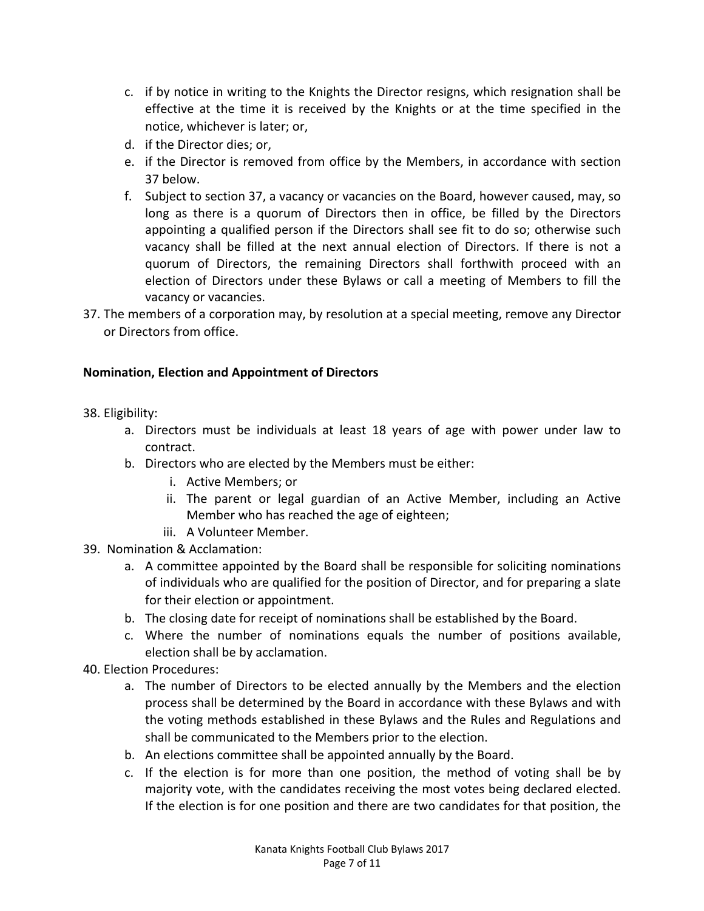c. if by notice in writing to the Knights the Director resigns, which resignation shall be effective at the time it is received by the Knights or at the time specified in the notice, whichever is later; or,
d. if the Director dies; or,
e. if the Director is removed from office by the Members, in accordance with section 37 below.
f. Subject to section 37, a vacancy or vacancies on the Board, however caused, may, so long as there is a quorum of Directors then in office, be filled by the Directors appointing a qualified person if the Directors shall see fit to do so; otherwise such vacancy shall be filled at the next annual election of Directors. If there is not a quorum of Directors, the remaining Directors shall forthwith proceed with an election of Directors under these Bylaws or call a meeting of Members to fill the vacancy or vacancies.

37. The members of a corporation may, by resolution at a special meeting, remove any Director or Directors from office.

**Nomination, Election and Appointment of Directors**

38. Eligibility:
    a. Directors must be individuals at least 18 years of age with power under law to contract.
    b. Directors who are elected by the Members must be either:
        i. Active Members; or
        ii. The parent or legal guardian of an Active Member, including an Active Member who has reached the age of eighteen;
        iii. A Volunteer Member.
39. Nomination & Acclamation:
    a. A committee appointed by the Board shall be responsible for soliciting nominations of individuals who are qualified for the position of Director, and for preparing a slate for their election or appointment.
    b. The closing date for receipt of nominations shall be established by the Board.
    c. Where the number of nominations equals the number of positions available, election shall be by acclamation.
40. Election Procedures:
    a. The number of Directors to be elected annually by the Members and the election process shall be determined by the Board in accordance with these Bylaws and with the voting methods established in these Bylaws and the Rules and Regulations and shall be communicated to the Members prior to the election.
    b. An elections committee shall be appointed annually by the Board.
    c. If the election is for more than one position, the method of voting shall be by majority vote, with the candidates receiving the most votes being declared elected. If the election is for one position and there are two candidates for that position, the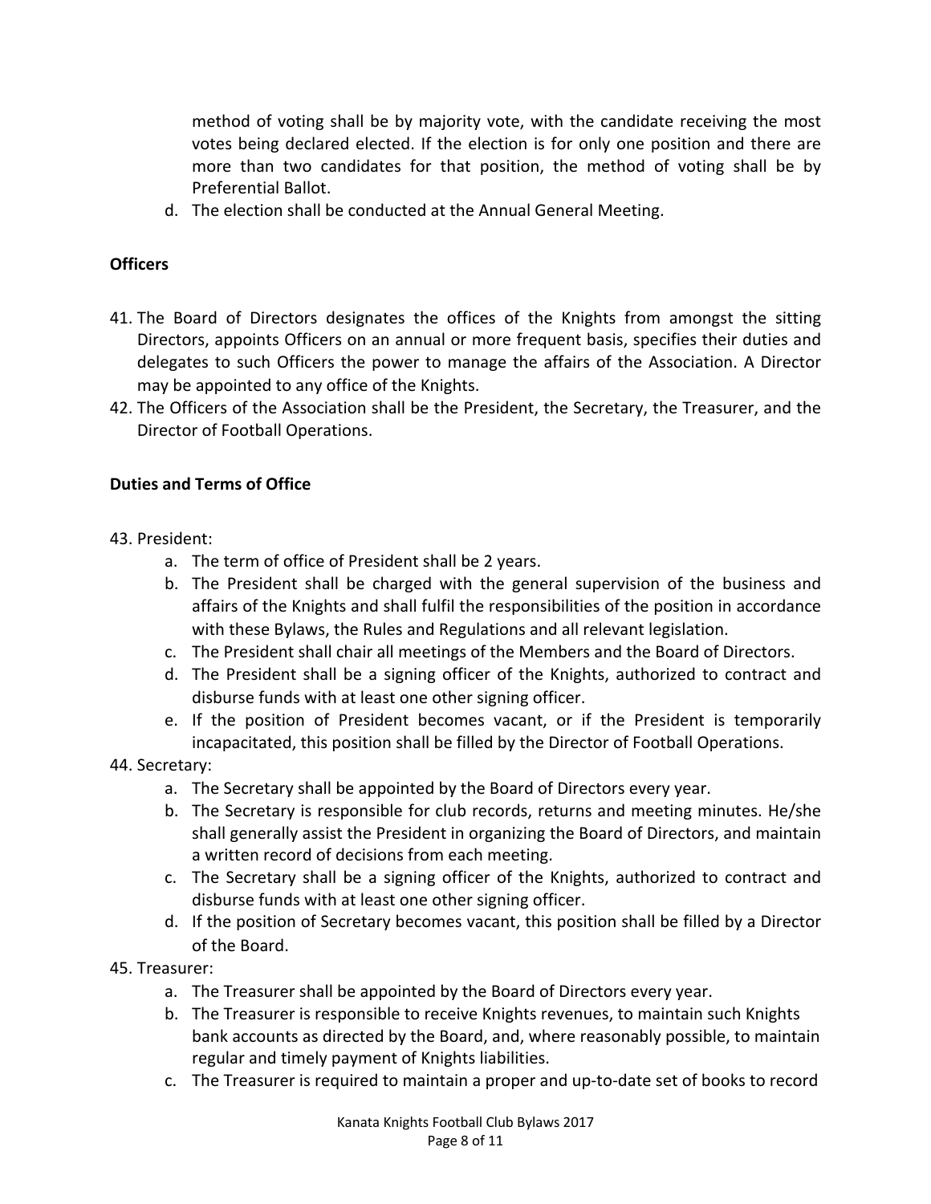method of voting shall be by majority vote, with the candidate receiving the most votes being declared elected. If the election is for only one position and there are more than two candidates for that position, the method of voting shall be by Preferential Ballot.

   d. The election shall be conducted at the Annual General Meeting.

**Officers**

41. The Board of Directors designates the offices of the Knights from amongst the sitting Directors, appoints Officers on an annual or more frequent basis, specifies their duties and delegates to such Officers the power to manage the affairs of the Association. A Director may be appointed to any office of the Knights.
42. The Officers of the Association shall be the President, the Secretary, the Treasurer, and the Director of Football Operations.

**Duties and Terms of Office**

43. President:
    a. The term of office of President shall be 2 years.
    b. The President shall be charged with the general supervision of the business and affairs of the Knights and shall fulfil the responsibilities of the position in accordance with these Bylaws, the Rules and Regulations and all relevant legislation.
    c. The President shall chair all meetings of the Members and the Board of Directors.
    d. The President shall be a signing officer of the Knights, authorized to contract and disburse funds with at least one other signing officer.
    e. If the position of President becomes vacant, or if the President is temporarily incapacitated, this position shall be filled by the Director of Football Operations.
44. Secretary:
    a. The Secretary shall be appointed by the Board of Directors every year.
    b. The Secretary is responsible for club records, returns and meeting minutes. He/she shall generally assist the President in organizing the Board of Directors, and maintain a written record of decisions from each meeting.
    c. The Secretary shall be a signing officer of the Knights, authorized to contract and disburse funds with at least one other signing officer.
    d. If the position of Secretary becomes vacant, this position shall be filled by a Director of the Board.
45. Treasurer:
    a. The Treasurer shall be appointed by the Board of Directors every year.
    b. The Treasurer is responsible to receive Knights revenues, to maintain such Knights bank accounts as directed by the Board, and, where reasonably possible, to maintain regular and timely payment of Knights liabilities.
    c. The Treasurer is required to maintain a proper and up-to-date set of books to record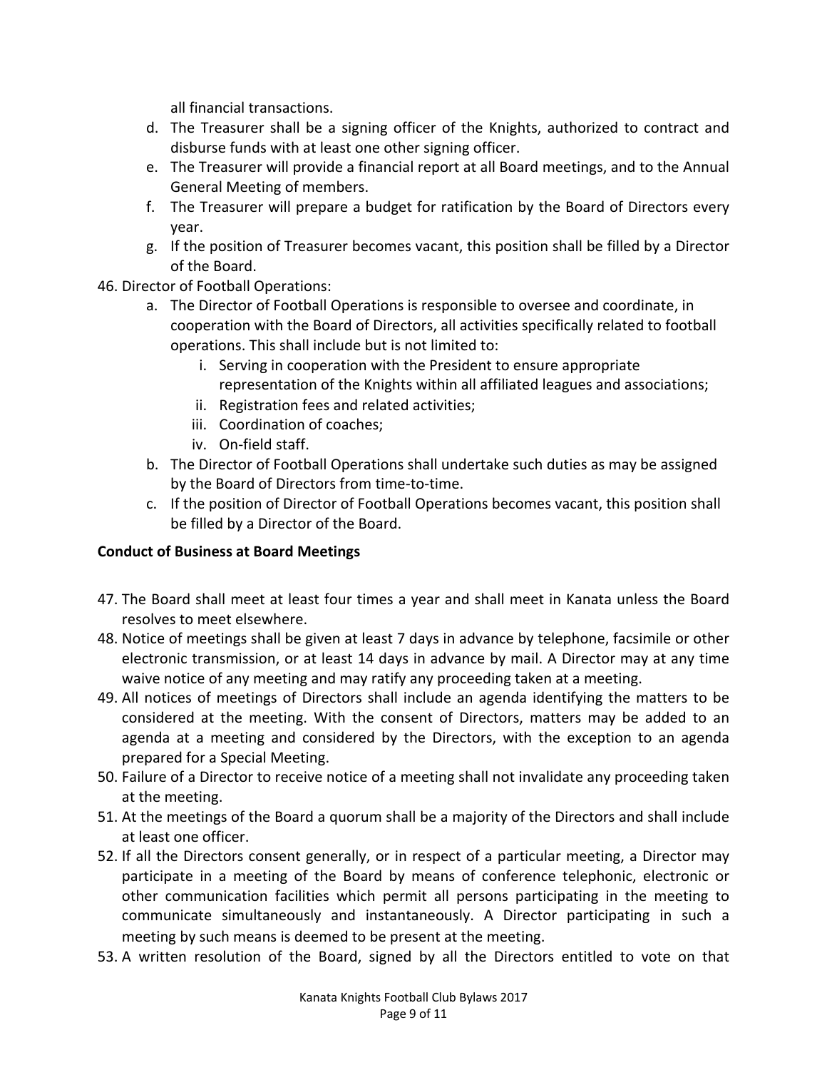all financial transactions.

   d. The Treasurer shall be a signing officer of the Knights, authorized to contract and disburse funds with at least one other signing officer.
   e. The Treasurer will provide a financial report at all Board meetings, and to the Annual General Meeting of members.
   f. The Treasurer will prepare a budget for ratification by the Board of Directors every year.
   g. If the position of Treasurer becomes vacant, this position shall be filled by a Director of the Board.

46. Director of Football Operations:
    a. The Director of Football Operations is responsible to oversee and coordinate, in cooperation with the Board of Directors, all activities specifically related to football operations. This shall include but is not limited to:
        i. Serving in cooperation with the President to ensure appropriate representation of the Knights within all affiliated leagues and associations;
        ii. Registration fees and related activities;
        iii. Coordination of coaches;
        iv. On-field staff.
    b. The Director of Football Operations shall undertake such duties as may be assigned by the Board of Directors from time-to-time.
    c. If the position of Director of Football Operations becomes vacant, this position shall be filled by a Director of the Board.

**Conduct of Business at Board Meetings**

47. The Board shall meet at least four times a year and shall meet in Kanata unless the Board resolves to meet elsewhere.
48. Notice of meetings shall be given at least 7 days in advance by telephone, facsimile or other electronic transmission, or at least 14 days in advance by mail. A Director may at any time waive notice of any meeting and may ratify any proceeding taken at a meeting.
49. All notices of meetings of Directors shall include an agenda identifying the matters to be considered at the meeting. With the consent of Directors, matters may be added to an agenda at a meeting and considered by the Directors, with the exception to an agenda prepared for a Special Meeting.
50. Failure of a Director to receive notice of a meeting shall not invalidate any proceeding taken at the meeting.
51. At the meetings of the Board a quorum shall be a majority of the Directors and shall include at least one officer.
52. If all the Directors consent generally, or in respect of a particular meeting, a Director may participate in a meeting of the Board by means of conference telephonic, electronic or other communication facilities which permit all persons participating in the meeting to communicate simultaneously and instantaneously. A Director participating in such a meeting by such means is deemed to be present at the meeting.
53. A written resolution of the Board, signed by all the Directors entitled to vote on that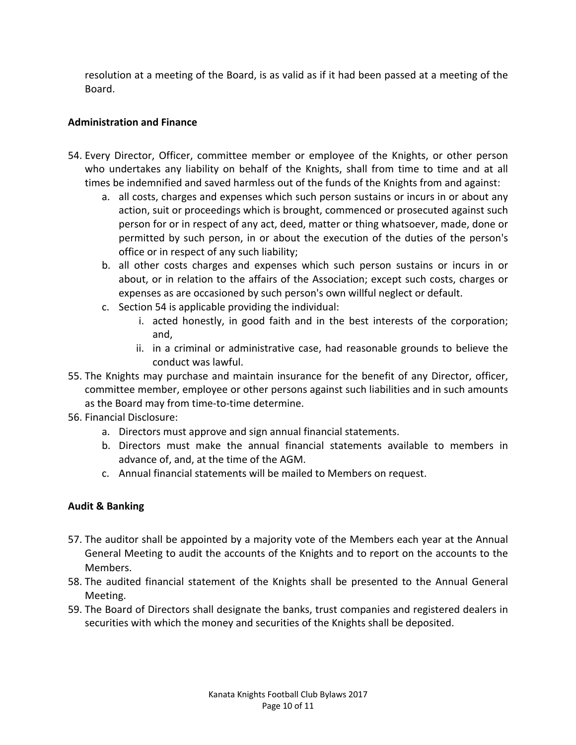resolution at a meeting of the Board, is as valid as if it had been passed at a meeting of the Board.

**Administration and Finance**

54. Every Director, Officer, committee member or employee of the Knights, or other person who undertakes any liability on behalf of the Knights, shall from time to time and at all times be indemnified and saved harmless out of the funds of the Knights from and against:
    a. all costs, charges and expenses which such person sustains or incurs in or about any action, suit or proceedings which is brought, commenced or prosecuted against such person for or in respect of any act, deed, matter or thing whatsoever, made, done or permitted by such person, in or about the execution of the duties of the person's office or in respect of any such liability;
    b. all other costs charges and expenses which such person sustains or incurs in or about, or in relation to the affairs of the Association; except such costs, charges or expenses as are occasioned by such person's own willful neglect or default.
    c. Section 54 is applicable providing the individual:
        i. acted honestly, in good faith and in the best interests of the corporation; and,
        ii. in a criminal or administrative case, had reasonable grounds to believe the conduct was lawful.
55. The Knights may purchase and maintain insurance for the benefit of any Director, officer, committee member, employee or other persons against such liabilities and in such amounts as the Board may from time-to-time determine.
56. Financial Disclosure:
    a. Directors must approve and sign annual financial statements.
    b. Directors must make the annual financial statements available to members in advance of, and, at the time of the AGM.
    c. Annual financial statements will be mailed to Members on request.

**Audit & Banking**

57. The auditor shall be appointed by a majority vote of the Members each year at the Annual General Meeting to audit the accounts of the Knights and to report on the accounts to the Members.
58. The audited financial statement of the Knights shall be presented to the Annual General Meeting.
59. The Board of Directors shall designate the banks, trust companies and registered dealers in securities with which the money and securities of the Knights shall be deposited.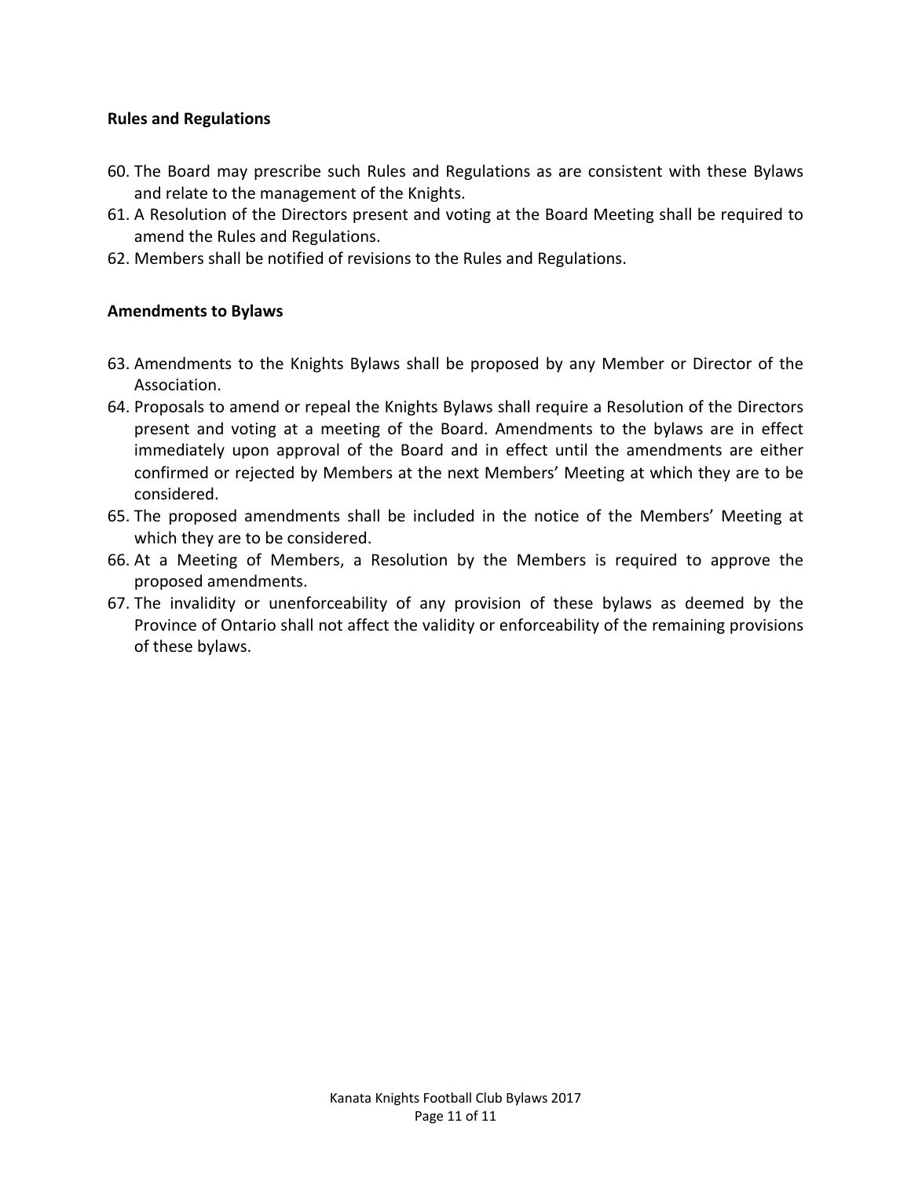**Rules and Regulations**

60. The Board may prescribe such Rules and Regulations as are consistent with these Bylaws and relate to the management of the Knights.
61. A Resolution of the Directors present and voting at the Board Meeting shall be required to amend the Rules and Regulations.
62. Members shall be notified of revisions to the Rules and Regulations.

**Amendments to Bylaws**

63. Amendments to the Knights Bylaws shall be proposed by any Member or Director of the Association.
64. Proposals to amend or repeal the Knights Bylaws shall require a Resolution of the Directors present and voting at a meeting of the Board. Amendments to the bylaws are in effect immediately upon approval of the Board and in effect until the amendments are either confirmed or rejected by Members at the next Members' Meeting at which they are to be considered.
65. The proposed amendments shall be included in the notice of the Members' Meeting at which they are to be considered.
66. At a Meeting of Members, a Resolution by the Members is required to approve the proposed amendments.
67. The invalidity or unenforceability of any provision of these bylaws as deemed by the Province of Ontario shall not affect the validity or enforceability of the remaining provisions of these bylaws.